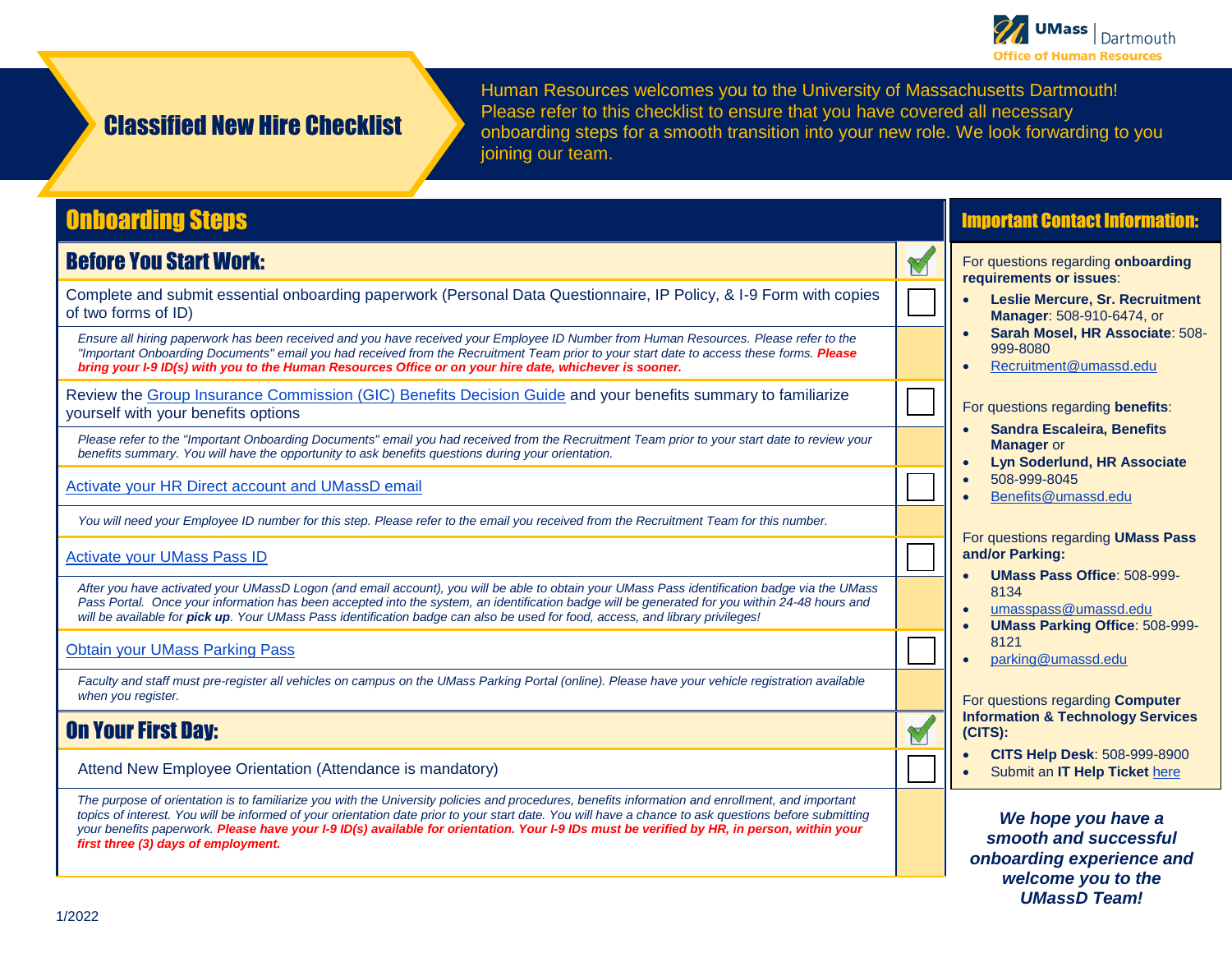UMass Dartmouth
Office of Human Resources

# Classified New Hire Checklist

Human Resources welcomes you to the University of Massachusetts Dartmouth! Please refer to this checklist to ensure that you have covered all necessary onboarding steps for a smooth transition into your new role. We look forwarding to you joining our team.

## Onboarding Steps

### Before You Start Work:

☐ Complete and submit essential onboarding paperwork (Personal Data Questionnaire, IP Policy, & I-9 Form with copies of two forms of ID)

*Ensure all hiring paperwork has been received and you have received your Employee ID Number from Human Resources. Please refer to the "Important Onboarding Documents" email you had received from the Recruitment Team prior to your start date to access these forms.* ***Please bring your I-9 ID(s) with you to the Human Resources Office or on your hire date, whichever is sooner.***

☐ Review the Group Insurance Commission (GIC) Benefits Decision Guide and your benefits summary to familiarize yourself with your benefits options

*Please refer to the "Important Onboarding Documents" email you had received from the Recruitment Team prior to your start date to review your benefits summary. You will have the opportunity to ask benefits questions during your orientation.*

☐ Activate your HR Direct account and UMassD email

*You will need your Employee ID number for this step. Please refer to the email you received from the Recruitment Team for this number.*

☐ Activate your UMass Pass ID

*After you have activated your UMassD Logon (and email account), you will be able to obtain your UMass Pass identification badge via the UMass Pass Portal. Once your information has been accepted into the system, an identification badge will be generated for you within 24-48 hours and will be available for* ***pick up****. Your UMass Pass identification badge can also be used for food, access, and library privileges!*

☐ Obtain your UMass Parking Pass

*Faculty and staff must pre-register all vehicles on campus on the UMass Parking Portal (online). Please have your vehicle registration available when you register.*

### On Your First Day:

☐ Attend New Employee Orientation (Attendance is mandatory)

*The purpose of orientation is to familiarize you with the University policies and procedures, benefits information and enrollment, and important topics of interest. You will be informed of your orientation date prior to your start date. You will have a chance to ask questions before submitting your benefits paperwork.* ***Please have your I-9 ID(s) available for orientation. Your I-9 IDs must be verified by HR, in person, within your first three (3) days of employment.***

## Important Contact Information:

For questions regarding **onboarding requirements or issues**:

- **Leslie Mercure, Sr. Recruitment Manager**: 508-910-6474, or
- **Sarah Mosel, HR Associate**: 508-999-8080
- Recruitment@umassd.edu

For questions regarding **benefits**:

- **Sandra Escaleira, Benefits Manager** or
- **Lyn Soderlund, HR Associate**
- 508-999-8045
- Benefits@umassd.edu

For questions regarding **UMass Pass and/or Parking:**

- **UMass Pass Office**: 508-999-8134
- umasspass@umassd.edu
- **UMass Parking Office**: 508-999-8121
- parking@umassd.edu

For questions regarding **Computer Information & Technology Services (CITS):**

- **CITS Help Desk**: 508-999-8900
- Submit an **IT Help Ticket** here

***We hope you have a smooth and successful onboarding experience and welcome you to the UMassD Team!***

1/2022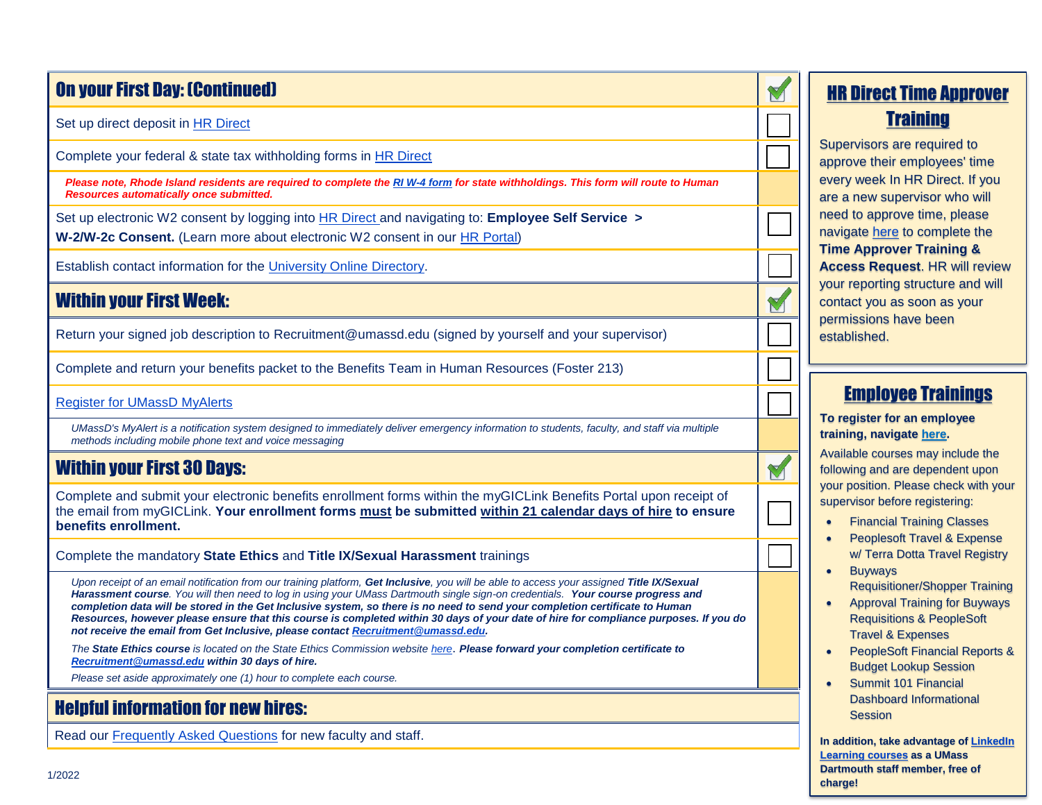## On your First Day: (Continued)

| On your First Day: (Continued) | ✓ |
| --- | --- |
| Set up direct deposit in HR Direct | ☐ |
| Complete your federal & state tax withholding forms in HR Direct | ☐ |
| ***Please note, Rhode Island residents are required to complete the RI W-4 form for state withholdings. This form will route to Human Resources automatically once submitted.*** | |
| Set up electronic W2 consent by logging into HR Direct and navigating to: **Employee Self Service > W-2/W-2c Consent.** (Learn more about electronic W2 consent in our HR Portal) | ☐ |
| Establish contact information for the University Online Directory. | ☐ |

## Within your First Week:

| Within your First Week: | ✓ |
| --- | --- |
| Return your signed job description to Recruitment@umassd.edu (signed by yourself and your supervisor) | ☐ |
| Complete and return your benefits packet to the Benefits Team in Human Resources (Foster 213) | ☐ |
| Register for UMassD MyAlerts | ☐ |
| *UMassD's MyAlert is a notification system designed to immediately deliver emergency information to students, faculty, and staff via multiple methods including mobile phone text and voice messaging* | |

## Within your First 30 Days:

| Within your First 30 Days: | ✓ |
| --- | --- |
| Complete and submit your electronic benefits enrollment forms within the myGICLink Benefits Portal upon receipt of the email from myGICLink. **Your enrollment forms must be submitted within 21 calendar days of hire to ensure benefits enrollment.** | ☐ |
| Complete the mandatory **State Ethics** and **Title IX/Sexual Harassment** trainings | ☐ |
| *Upon receipt of an email notification from our training platform, **Get Inclusive**, you will be able to access your assigned **Title IX/Sexual Harassment course**. You will then need to log in using your UMass Dartmouth single sign-on credentials. **Your course progress and completion data will be stored in the Get Inclusive system, so there is no need to send your completion certificate to Human Resources, however please ensure that this course is completed within 30 days of your date of hire for compliance purposes. If you do not receive the email from Get Inclusive, please contact Recruitment@umassd.edu.*** <br><br> *The **State Ethics course** is located on the State Ethics Commission website here. **Please forward your completion certificate to Recruitment@umassd.edu within 30 days of hire.*** <br><br> *Please set aside approximately one (1) hour to complete each course.* | |

## Helpful information for new hires:

Read our Frequently Asked Questions for new faculty and staff.

1/2022

## HR Direct Time Approver Training

Supervisors are required to approve their employees' time every week In HR Direct. If you are a new supervisor who will need to approve time, please navigate here to complete the **Time Approver Training & Access Request**. HR will review your reporting structure and will contact you as soon as your permissions have been established.

## Employee Trainings

**To register for an employee training, navigate here.**

Available courses may include the following and are dependent upon your position. Please check with your supervisor before registering:

- Financial Training Classes
- Peoplesoft Travel & Expense w/ Terra Dotta Travel Registry
- Buyways Requisitioner/Shopper Training
- Approval Training for Buyways Requisitions & PeopleSoft Travel & Expenses
- PeopleSoft Financial Reports & Budget Lookup Session
- Summit 101 Financial Dashboard Informational Session

**In addition, take advantage of LinkedIn Learning courses as a UMass Dartmouth staff member, free of charge!**